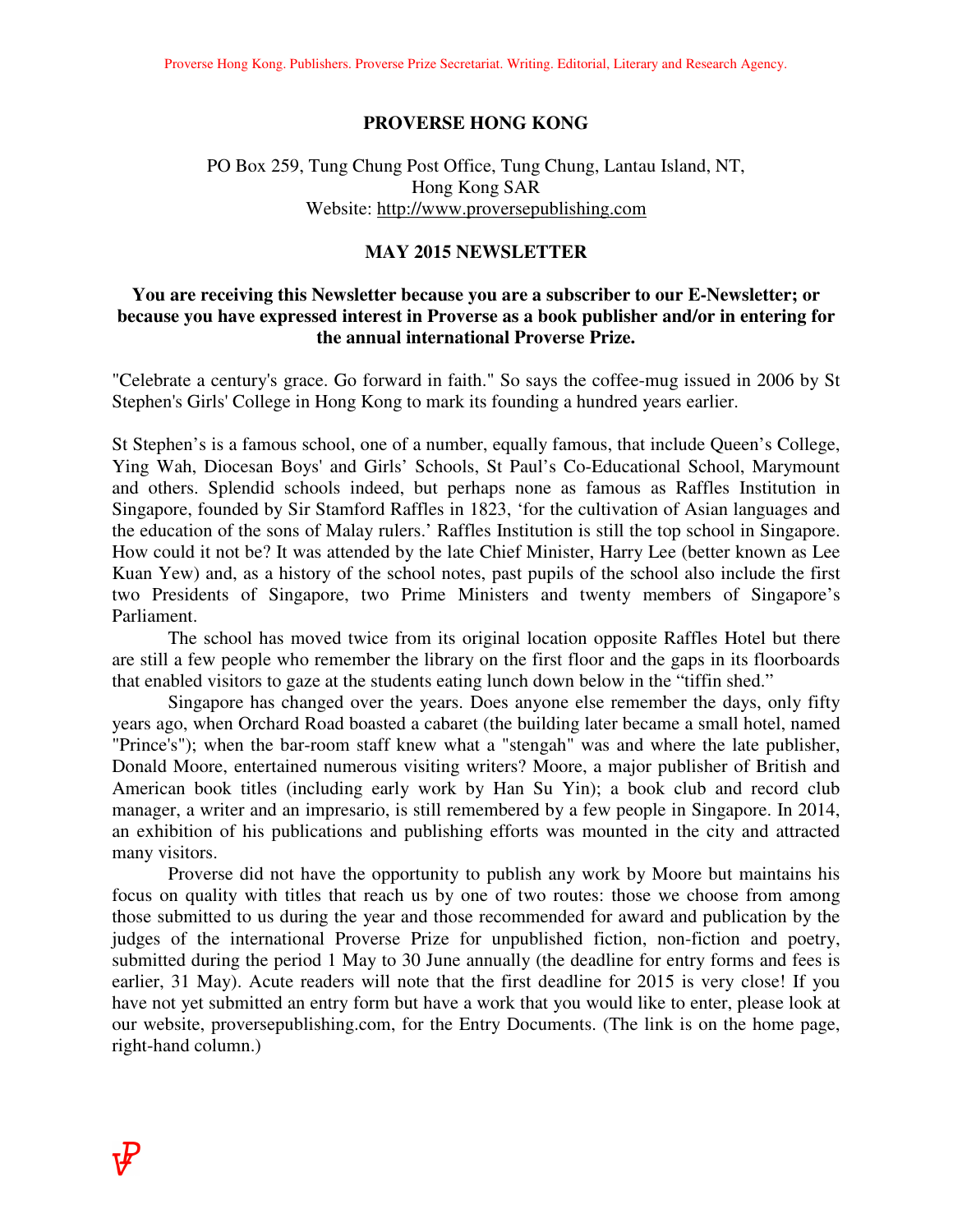# PROVERSE HONG KONG

PO Box 259, Tung Chung Post Office, Tung Chung, Lantau Island, NT, Hong Kong SAR
Website: http://www.proversepublishing.com

## MAY 2015 NEWSLETTER

**You are receiving this Newsletter because you are a subscriber to our E-Newsletter; or because you have expressed interest in Proverse as a book publisher and/or in entering for the annual international Proverse Prize.**

"Celebrate a century's grace. Go forward in faith." So says the coffee-mug issued in 2006 by St Stephen's Girls' College in Hong Kong to mark its founding a hundred years earlier.

St Stephen's is a famous school, one of a number, equally famous, that include Queen's College, Ying Wah, Diocesan Boys' and Girls' Schools, St Paul's Co-Educational School, Marymount and others. Splendid schools indeed, but perhaps none as famous as Raffles Institution in Singapore, founded by Sir Stamford Raffles in 1823, 'for the cultivation of Asian languages and the education of the sons of Malay rulers.' Raffles Institution is still the top school in Singapore. How could it not be? It was attended by the late Chief Minister, Harry Lee (better known as Lee Kuan Yew) and, as a history of the school notes, past pupils of the school also include the first two Presidents of Singapore, two Prime Ministers and twenty members of Singapore's Parliament.

The school has moved twice from its original location opposite Raffles Hotel but there are still a few people who remember the library on the first floor and the gaps in its floorboards that enabled visitors to gaze at the students eating lunch down below in the "tiffin shed."

Singapore has changed over the years. Does anyone else remember the days, only fifty years ago, when Orchard Road boasted a cabaret (the building later became a small hotel, named "Prince's"); when the bar-room staff knew what a "stengah" was and where the late publisher, Donald Moore, entertained numerous visiting writers? Moore, a major publisher of British and American book titles (including early work by Han Su Yin); a book club and record club manager, a writer and an impresario, is still remembered by a few people in Singapore. In 2014, an exhibition of his publications and publishing efforts was mounted in the city and attracted many visitors.

Proverse did not have the opportunity to publish any work by Moore but maintains his focus on quality with titles that reach us by one of two routes: those we choose from among those submitted to us during the year and those recommended for award and publication by the judges of the international Proverse Prize for unpublished fiction, non-fiction and poetry, submitted during the period 1 May to 30 June annually (the deadline for entry forms and fees is earlier, 31 May). Acute readers will note that the first deadline for 2015 is very close! If you have not yet submitted an entry form but have a work that you would like to enter, please look at our website, proversepublishing.com, for the Entry Documents. (The link is on the home page, right-hand column.)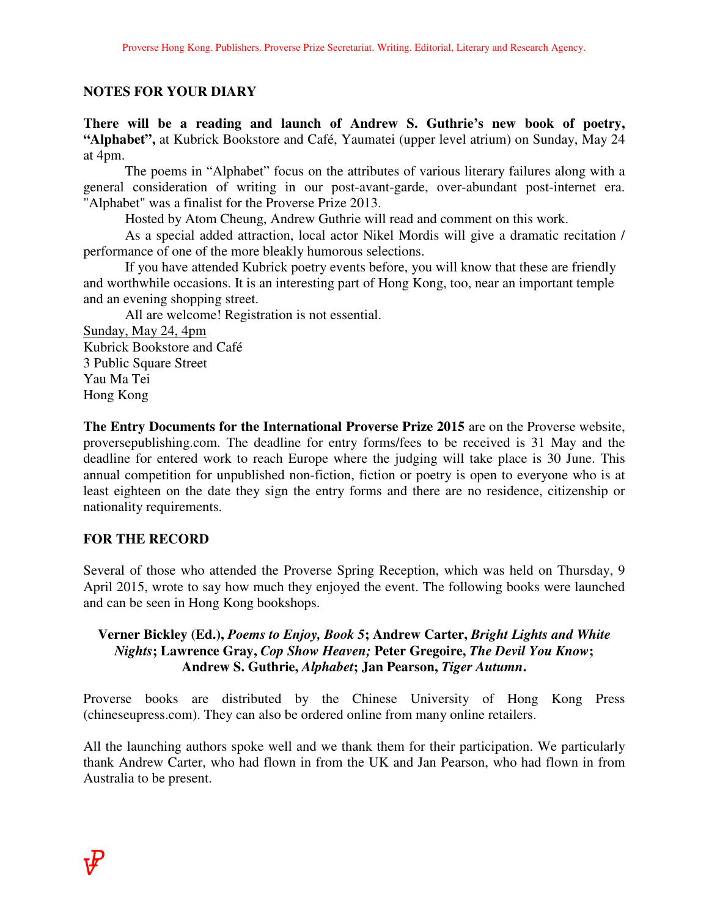## NOTES FOR YOUR DIARY

**There will be a reading and launch of Andrew S. Guthrie's new book of poetry, "Alphabet",** at Kubrick Bookstore and Café, Yaumatei (upper level atrium) on Sunday, May 24 at 4pm.

The poems in "Alphabet" focus on the attributes of various literary failures along with a general consideration of writing in our post-avant-garde, over-abundant post-internet era. "Alphabet" was a finalist for the Proverse Prize 2013.

Hosted by Atom Cheung, Andrew Guthrie will read and comment on this work.

As a special added attraction, local actor Nikel Mordis will give a dramatic recitation / performance of one of the more bleakly humorous selections.

If you have attended Kubrick poetry events before, you will know that these are friendly and worthwhile occasions. It is an interesting part of Hong Kong, too, near an important temple and an evening shopping street.

All are welcome! Registration is not essential.

Sunday, May 24, 4pm
Kubrick Bookstore and Café
3 Public Square Street
Yau Ma Tei
Hong Kong

**The Entry Documents for the International Proverse Prize 2015** are on the Proverse website, proversepublishing.com. The deadline for entry forms/fees to be received is 31 May and the deadline for entered work to reach Europe where the judging will take place is 30 June. This annual competition for unpublished non-fiction, fiction or poetry is open to everyone who is at least eighteen on the date they sign the entry forms and there are no residence, citizenship or nationality requirements.

## FOR THE RECORD

Several of those who attended the Proverse Spring Reception, which was held on Thursday, 9 April 2015, wrote to say how much they enjoyed the event. The following books were launched and can be seen in Hong Kong bookshops.

**Verner Bickley (Ed.), *Poems to Enjoy, Book 5*; Andrew Carter, *Bright Lights and White Nights*; Lawrence Gray, *Cop Show Heaven;* Peter Gregoire, *The Devil You Know*; Andrew S. Guthrie, *Alphabet*; Jan Pearson, *Tiger Autumn*.**

Proverse books are distributed by the Chinese University of Hong Kong Press (chineseupress.com). They can also be ordered online from many online retailers.

All the launching authors spoke well and we thank them for their participation. We particularly thank Andrew Carter, who had flown in from the UK and Jan Pearson, who had flown in from Australia to be present.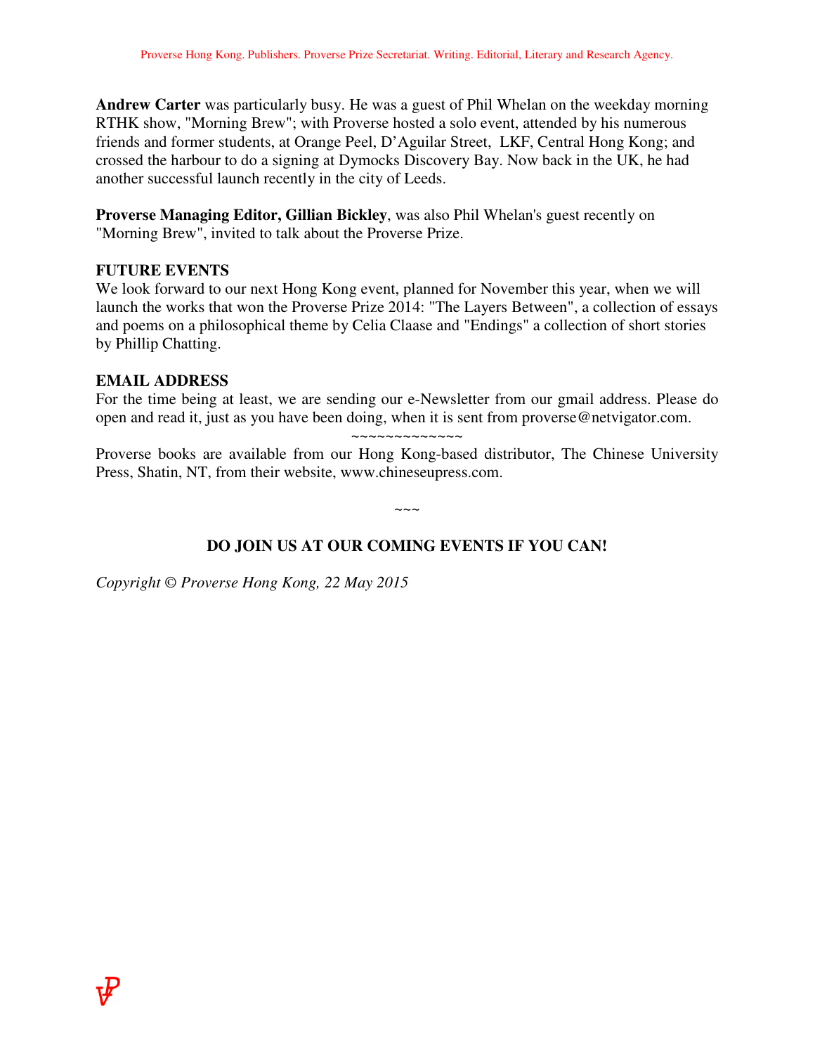**Andrew Carter** was particularly busy. He was a guest of Phil Whelan on the weekday morning RTHK show, "Morning Brew"; with Proverse hosted a solo event, attended by his numerous friends and former students, at Orange Peel, D'Aguilar Street, LKF, Central Hong Kong; and crossed the harbour to do a signing at Dymocks Discovery Bay. Now back in the UK, he had another successful launch recently in the city of Leeds.

**Proverse Managing Editor, Gillian Bickley**, was also Phil Whelan's guest recently on "Morning Brew", invited to talk about the Proverse Prize.

**FUTURE EVENTS**

We look forward to our next Hong Kong event, planned for November this year, when we will launch the works that won the Proverse Prize 2014: "The Layers Between", a collection of essays and poems on a philosophical theme by Celia Claase and "Endings" a collection of short stories by Phillip Chatting.

**EMAIL ADDRESS**

For the time being at least, we are sending our e-Newsletter from our gmail address. Please do open and read it, just as you have been doing, when it is sent from proverse@netvigator.com.

~~~~~~~~~~~~~

Proverse books are available from our Hong Kong-based distributor, The Chinese University Press, Shatin, NT, from their website, www.chineseupress.com.

~~~

**DO JOIN US AT OUR COMING EVENTS IF YOU CAN!**

*Copyright © Proverse Hong Kong, 22 May 2015*